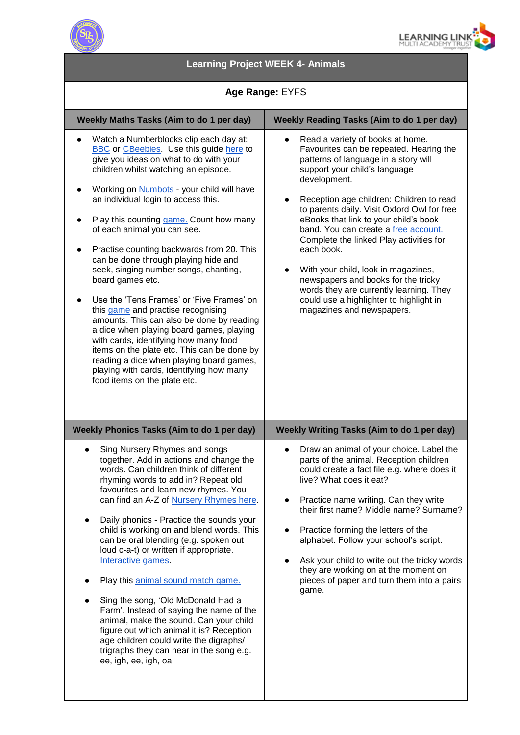# Learning Project WEEK 4- Animals

**Age Range:** EYFS

| Weekly Maths Tasks (Aim to do 1 per day) | Weekly Reading Tasks (Aim to do 1 per day) |
|---|---|
| • Watch a Numberblocks clip each day at: BBC or CBeebies. Use this guide here to give you ideas on what to do with your children whilst watching an episode.<br><br>• Working on Numbots - your child will have an individual login to access this.<br><br>• Play this counting game. Count how many of each animal you can see.<br><br>• Practise counting backwards from 20. This can be done through playing hide and seek, singing number songs, chanting, board games etc.<br><br>• Use the 'Tens Frames' or 'Five Frames' on this game and practise recognising amounts. This can also be done by reading a dice when playing board games, playing with cards, identifying how many food items on the plate etc. This can be done by reading a dice when playing board games, playing with cards, identifying how many food items on the plate etc. | • Read a variety of books at home. Favourites can be repeated. Hearing the patterns of language in a story will support your child's language development.<br><br>• Reception age children: Children to read to parents daily. Visit Oxford Owl for free eBooks that link to your child's book band. You can create a free account. Complete the linked Play activities for each book.<br><br>• With your child, look in magazines, newspapers and books for the tricky words they are currently learning. They could use a highlighter to highlight in magazines and newspapers. |
| **Weekly Phonics Tasks (Aim to do 1 per day)** | **Weekly Writing Tasks (Aim to do 1 per day)** |
| • Sing Nursery Rhymes and songs together. Add in actions and change the words. Can children think of different rhyming words to add in? Repeat old favourites and learn new rhymes. You can find an A-Z of Nursery Rhymes here.<br><br>• Daily phonics - Practice the sounds your child is working on and blend words. This can be oral blending (e.g. spoken out loud c-a-t) or written if appropriate. Interactive games.<br><br>• Play this animal sound match game.<br><br>• Sing the song, 'Old McDonald Had a Farm'. Instead of saying the name of the animal, make the sound. Can your child figure out which animal it is? Reception age children could write the digraphs/ trigraphs they can hear in the song e.g. ee, igh, ee, igh, oa | • Draw an animal of your choice. Label the parts of the animal. Reception children could create a fact file e.g. where does it live? What does it eat?<br><br>• Practice name writing. Can they write their first name? Middle name? Surname?<br><br>• Practice forming the letters of the alphabet. Follow your school's script.<br><br>• Ask your child to write out the tricky words they are working on at the moment on pieces of paper and turn them into a pairs game. |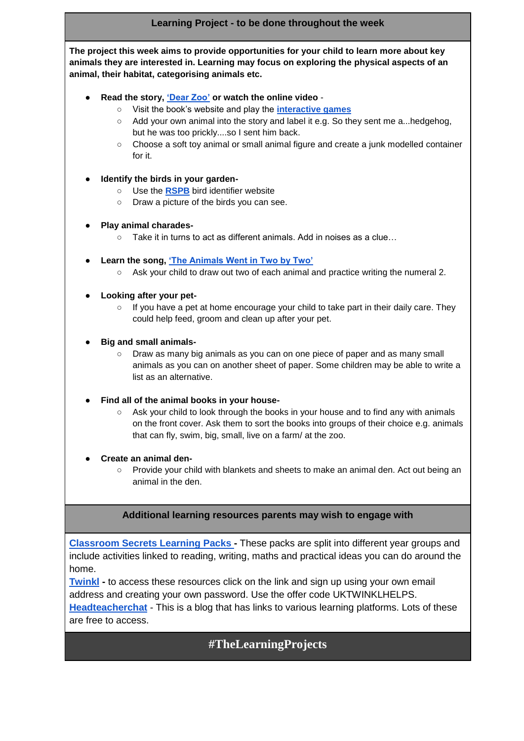## Learning Project - to be done throughout the week

**The project this week aims to provide opportunities for your child to learn more about key animals they are interested in. Learning may focus on exploring the physical aspects of an animal, their habitat, categorising animals etc.**

- **Read the story, 'Dear Zoo' or watch the online video** -
  - Visit the book's website and play the interactive games
  - Add your own animal into the story and label it e.g. So they sent me a...hedgehog, but he was too prickly....so I sent him back.
  - Choose a soft toy animal or small animal figure and create a junk modelled container for it.

- **Identify the birds in your garden-**
  - Use the RSPB bird identifier website
  - Draw a picture of the birds you can see.

- **Play animal charades-**
  - Take it in turns to act as different animals. Add in noises as a clue…

- **Learn the song, 'The Animals Went in Two by Two'**
  - Ask your child to draw out two of each animal and practice writing the numeral 2.

- **Looking after your pet-**
  - If you have a pet at home encourage your child to take part in their daily care. They could help feed, groom and clean up after your pet.

- **Big and small animals-**
  - Draw as many big animals as you can on one piece of paper and as many small animals as you can on another sheet of paper. Some children may be able to write a list as an alternative.

- **Find all of the animal books in your house-**
  - Ask your child to look through the books in your house and to find any with animals on the front cover. Ask them to sort the books into groups of their choice e.g. animals that can fly, swim, big, small, live on a farm/ at the zoo.

- **Create an animal den-**
  - Provide your child with blankets and sheets to make an animal den. Act out being an animal in the den.

## Additional learning resources parents may wish to engage with

**Classroom Secrets Learning Packs -** These packs are split into different year groups and include activities linked to reading, writing, maths and practical ideas you can do around the home.

**Twinkl -** to access these resources click on the link and sign up using your own email address and creating your own password. Use the offer code UKTWINKLHELPS.

**Headteacherchat** - This is a blog that has links to various learning platforms. Lots of these are free to access.

**#TheLearningProjects**